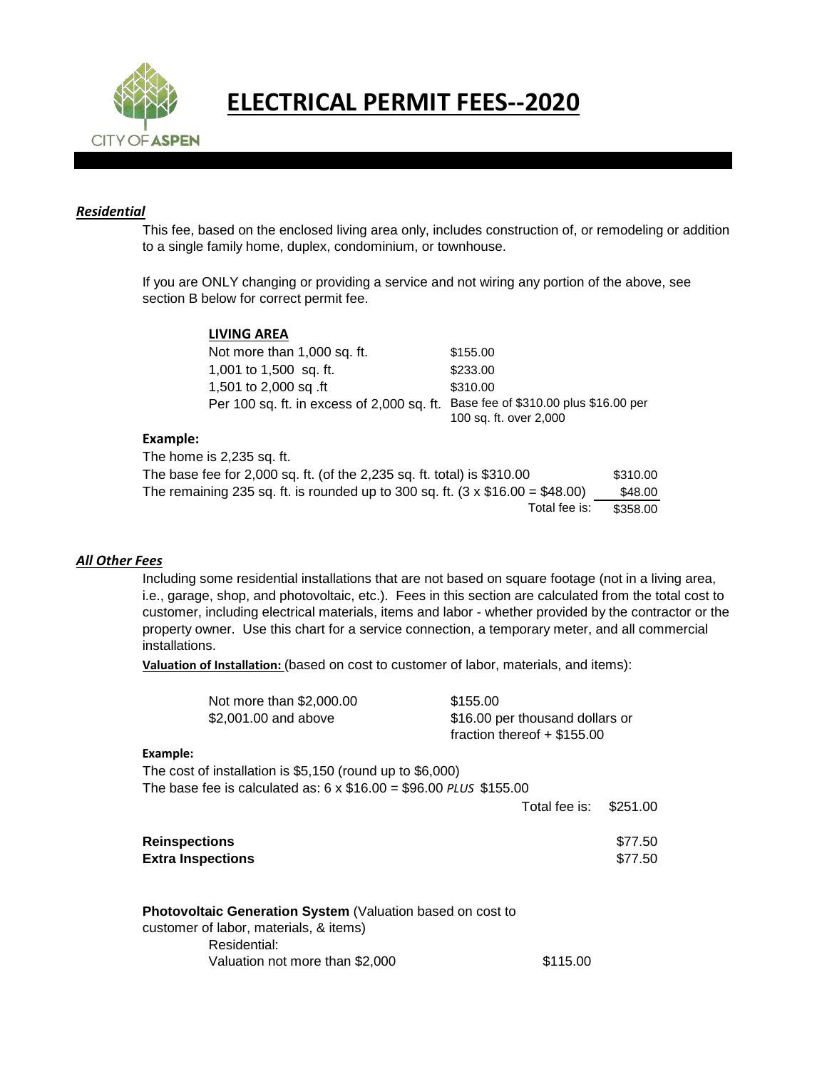# ELECTRICAL PERMIT FEES--2020

***Residential***

This fee, based on the enclosed living area only, includes construction of, or remodeling or addition to a single family home, duplex, condominium, or townhouse.

If you are ONLY changing or providing a service and not wiring any portion of the above, see section B below for correct permit fee.

**LIVING AREA**

| | |
|---|---|
| Not more than 1,000 sq. ft. | $155.00 |
| 1,001 to 1,500 sq. ft. | $233.00 |
| 1,501 to 2,000 sq .ft | $310.00 |
| Per 100 sq. ft. in excess of 2,000 sq. ft. | Base fee of $310.00 plus $16.00 per 100 sq. ft. over 2,000 |

**Example:**

The home is 2,235 sq. ft.

| | |
|---|---|
| The base fee for 2,000 sq. ft. (of the 2,235 sq. ft. total) is $310.00 | $310.00 |
| The remaining 235 sq. ft. is rounded up to 300 sq. ft. (3 x $16.00 = $48.00) | $48.00 |
| Total fee is: | $358.00 |

***All Other Fees***

Including some residential installations that are not based on square footage (not in a living area, i.e., garage, shop, and photovoltaic, etc.). Fees in this section are calculated from the total cost to customer, including electrical materials, items and labor - whether provided by the contractor or the property owner. Use this chart for a service connection, a temporary meter, and all commercial installations.

**Valuation of Installation:** (based on cost to customer of labor, materials, and items):

| | |
|---|---|
| Not more than $2,000.00 | $155.00 |
| $2,001.00 and above | $16.00 per thousand dollars or fraction thereof + $155.00 |

**Example:**

The cost of installation is $5,150 (round up to $6,000)

The base fee is calculated as: 6 x $16.00 = $96.00 *PLUS* $155.00

Total fee is: $251.00

| | |
|---|---|
| **Reinspections** | $77.50 |
| **Extra Inspections** | $77.50 |

**Photovoltaic Generation System** (Valuation based on cost to customer of labor, materials, & items)

Residential:

| | |
|---|---|
| Valuation not more than $2,000 | $115.00 |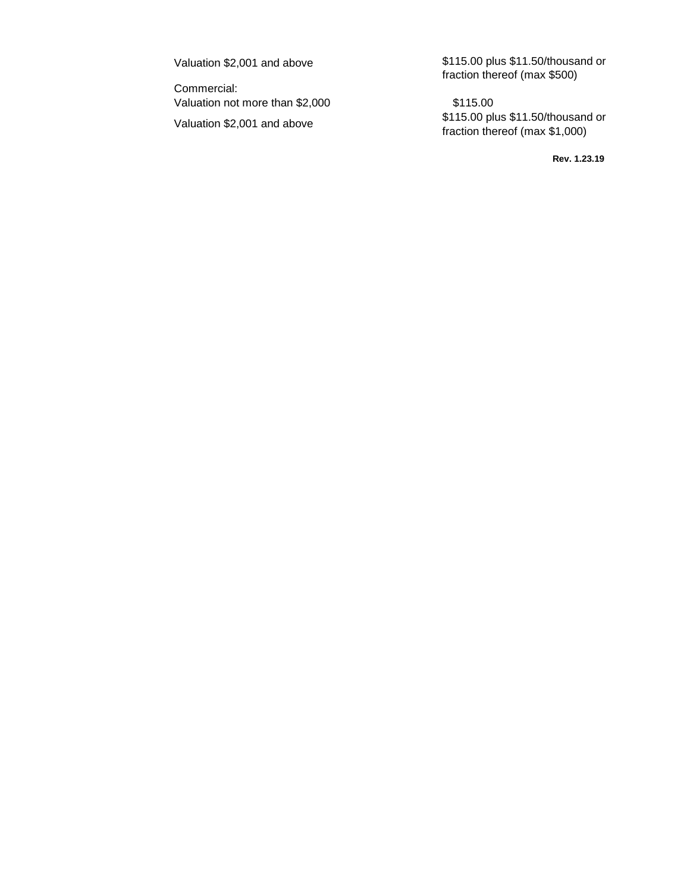| | |
|---|---|
| Valuation $2,001 and above | $115.00 plus $11.50/thousand or fraction thereof (max $500) |
| Commercial: | |
| Valuation not more than $2,000 | $115.00 |
| Valuation $2,001 and above | $115.00 plus $11.50/thousand or fraction thereof (max $1,000) |

**Rev. 1.23.19**